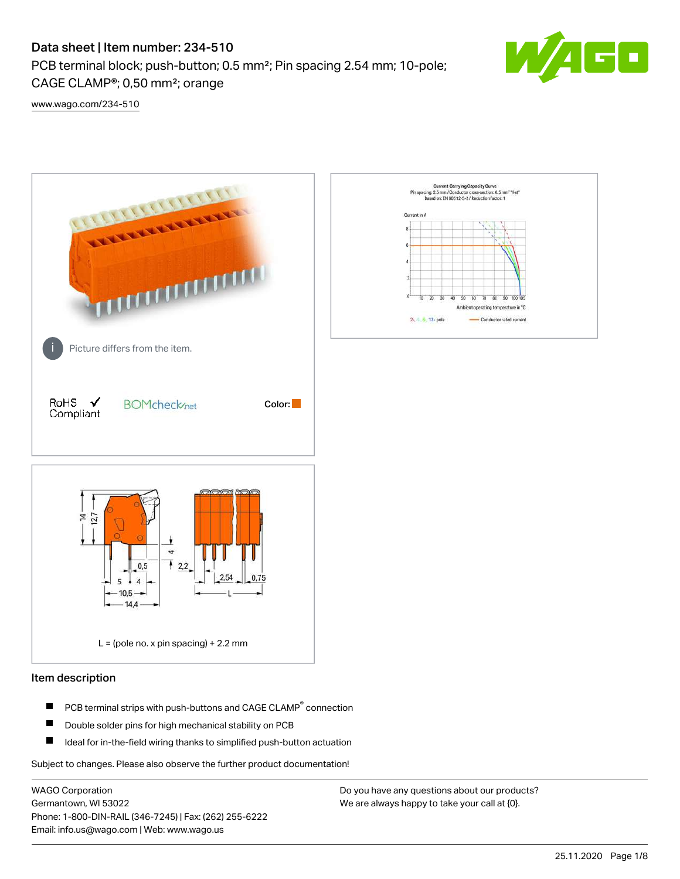# Data sheet | Item number: 234-510

PCB terminal block; push-button; 0.5 mm²; Pin spacing 2.54 mm; 10-pole; CAGE CLAMP®; 0,50 mm²; orange

www.wago.com/234-510

Picture differs from the item.

RoHS ✓ Compliant

BOMcheck.net

Color:

L = (pole no. x pin spacing) + 2.2 mm

## Item description

- PCB terminal strips with push-buttons and CAGE CLAMP® connection
- Double solder pins for high mechanical stability on PCB
- Ideal for in-the-field wiring thanks to simplified push-button actuation

Subject to changes. Please also observe the further product documentation!

WAGO Corporation
Germantown, WI 53022
Phone: 1-800-DIN-RAIL (346-7245) | Fax: (262) 255-6222
Email: info.us@wago.com | Web: www.wago.us

Do you have any questions about our products?
We are always happy to take your call at {0}.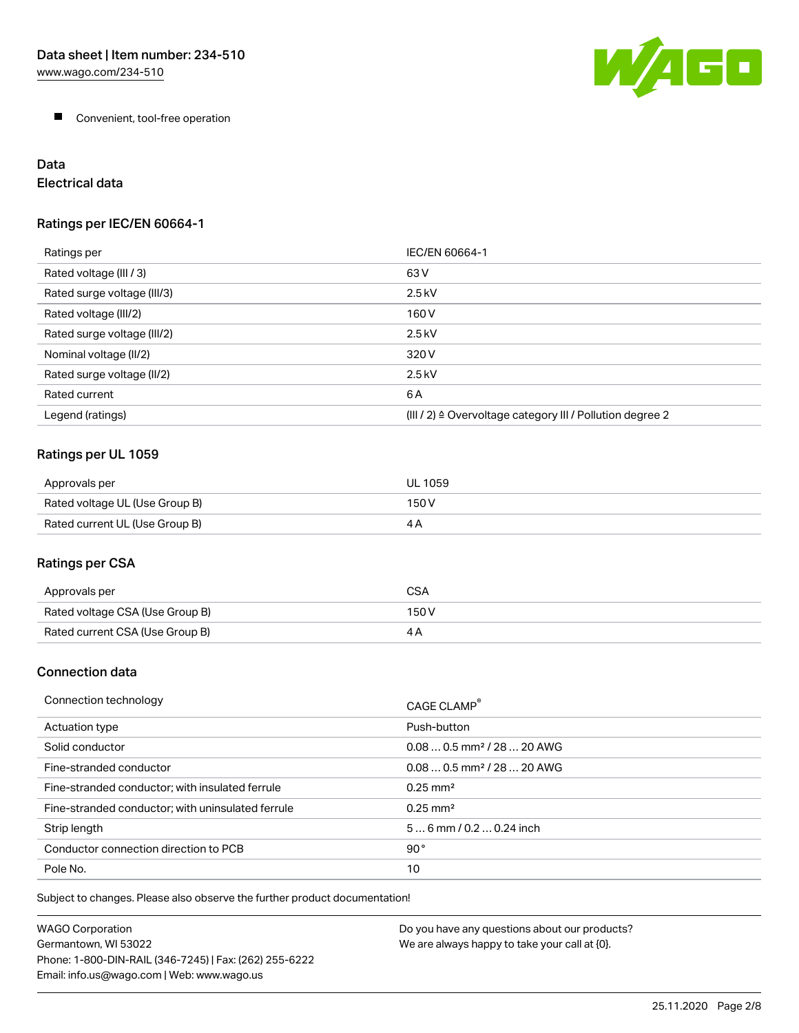- Convenient, tool-free operation

## Data

### Electrical data

#### Ratings per IEC/EN 60664-1

| Ratings per | IEC/EN 60664-1 |
|---|---|
| Rated voltage (III / 3) | 63 V |
| Rated surge voltage (III/3) | 2.5 kV |
| Rated voltage (III/2) | 160 V |
| Rated surge voltage (III/2) | 2.5 kV |
| Nominal voltage (II/2) | 320 V |
| Rated surge voltage (II/2) | 2.5 kV |
| Rated current | 6 A |
| Legend (ratings) | (III / 2) ≙ Overvoltage category III / Pollution degree 2 |

#### Ratings per UL 1059

| Approvals per | UL 1059 |
|---|---|
| Rated voltage UL (Use Group B) | 150 V |
| Rated current UL (Use Group B) | 4 A |

#### Ratings per CSA

| Approvals per | CSA |
|---|---|
| Rated voltage CSA (Use Group B) | 150 V |
| Rated current CSA (Use Group B) | 4 A |

### Connection data

| Connection technology | CAGE CLAMP® |
|---|---|
| Actuation type | Push-button |
| Solid conductor | 0.08 … 0.5 mm² / 28 … 20 AWG |
| Fine-stranded conductor | 0.08 … 0.5 mm² / 28 … 20 AWG |
| Fine-stranded conductor; with insulated ferrule | 0.25 mm² |
| Fine-stranded conductor; with uninsulated ferrule | 0.25 mm² |
| Strip length | 5 … 6 mm / 0.2 … 0.24 inch |
| Conductor connection direction to PCB | 90° |
| Pole No. | 10 |

Subject to changes. Please also observe the further product documentation!

WAGO Corporation
Germantown, WI 53022
Phone: 1-800-DIN-RAIL (346-7245) | Fax: (262) 255-6222
Email: info.us@wago.com | Web: www.wago.us

Do you have any questions about our products?
We are always happy to take your call at {0}.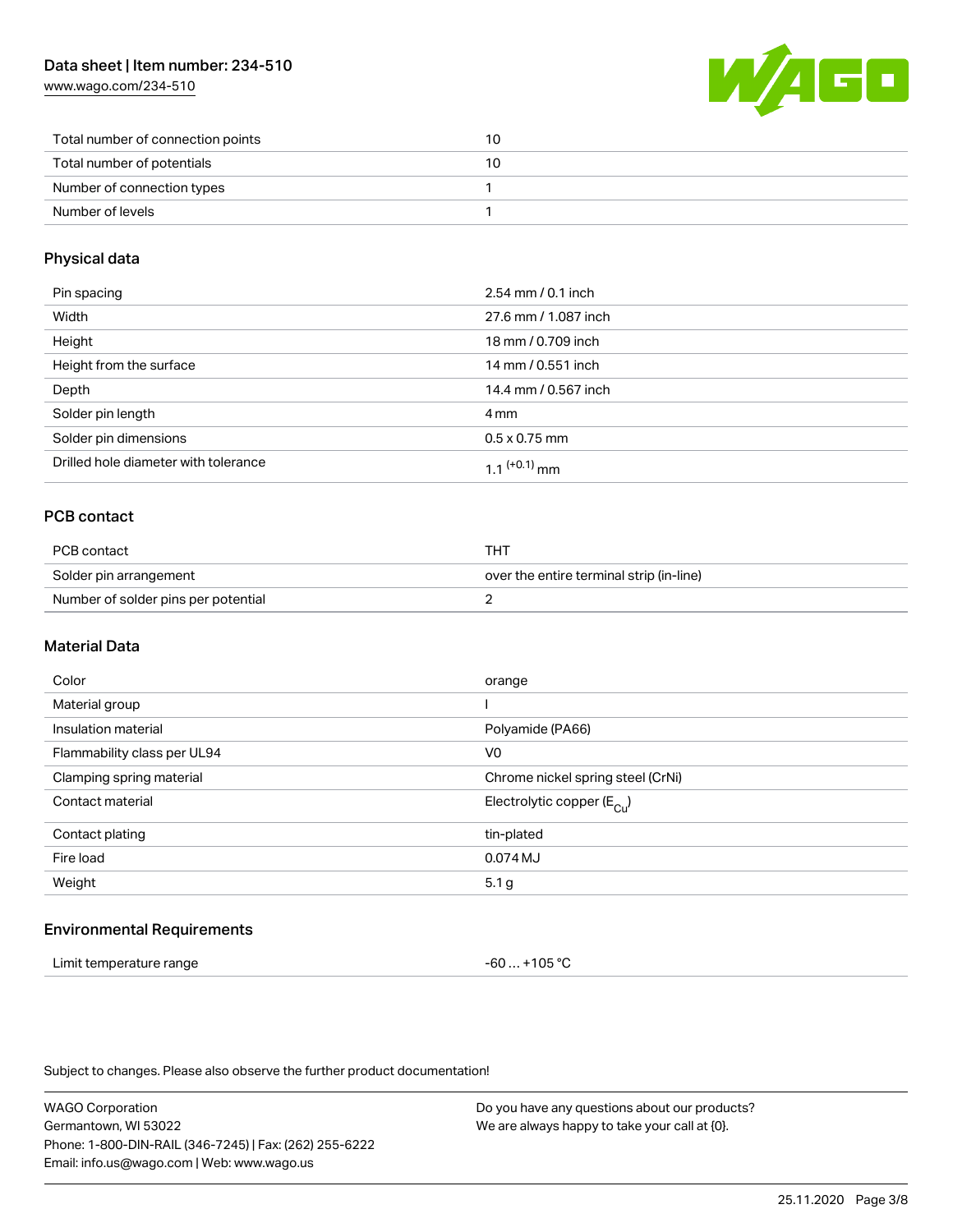| | |
|---|---|
| Total number of connection points | 10 |
| Total number of potentials | 10 |
| Number of connection types | 1 |
| Number of levels | 1 |

## Physical data

| | |
|---|---|
| Pin spacing | 2.54 mm / 0.1 inch |
| Width | 27.6 mm / 1.087 inch |
| Height | 18 mm / 0.709 inch |
| Height from the surface | 14 mm / 0.551 inch |
| Depth | 14.4 mm / 0.567 inch |
| Solder pin length | 4 mm |
| Solder pin dimensions | 0.5 x 0.75 mm |
| Drilled hole diameter with tolerance | $1.1^{(+0.1)}$ mm |

## PCB contact

| | |
|---|---|
| PCB contact | THT |
| Solder pin arrangement | over the entire terminal strip (in-line) |
| Number of solder pins per potential | 2 |

## Material Data

| | |
|---|---|
| Color | orange |
| Material group | I |
| Insulation material | Polyamide (PA66) |
| Flammability class per UL94 | V0 |
| Clamping spring material | Chrome nickel spring steel (CrNi) |
| Contact material | Electrolytic copper ($E_{Cu}$) |
| Contact plating | tin-plated |
| Fire load | 0.074 MJ |
| Weight | 5.1 g |

## Environmental Requirements

| | |
|---|---|
| Limit temperature range | -60 … +105 °C |

Subject to changes. Please also observe the further product documentation!

WAGO Corporation
Germantown, WI 53022
Phone: 1-800-DIN-RAIL (346-7245) | Fax: (262) 255-6222
Email: info.us@wago.com | Web: www.wago.us

Do you have any questions about our products?
We are always happy to take your call at {0}.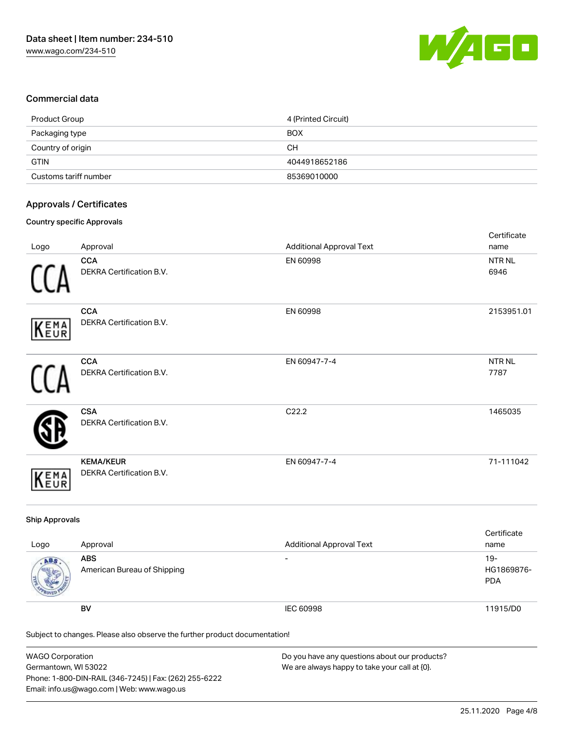## Commercial data

| | |
|---|---|
| Product Group | 4 (Printed Circuit) |
| Packaging type | BOX |
| Country of origin | CH |
| GTIN | 4044918652186 |
| Customs tariff number | 85369010000 |

## Approvals / Certificates

### Country specific Approvals

| Logo | Approval | Additional Approval Text | Certificate name |
|---|---|---|---|
| | **CCA** DEKRA Certification B.V. | EN 60998 | NTR NL 6946 |
| | **CCA** DEKRA Certification B.V. | EN 60998 | 2153951.01 |
| | **CCA** DEKRA Certification B.V. | EN 60947-7-4 | NTR NL 7787 |
| | **CSA** DEKRA Certification B.V. | C22.2 | 1465035 |
| | **KEMA/KEUR** DEKRA Certification B.V. | EN 60947-7-4 | 71-111042 |

### Ship Approvals

| Logo | Approval | Additional Approval Text | Certificate name |
|---|---|---|---|
| | **ABS** American Bureau of Shipping | - | 19-HG1869876-PDA |
| | **BV** | IEC 60998 | 11915/D0 |

Subject to changes. Please also observe the further product documentation!

WAGO Corporation
Germantown, WI 53022
Phone: 1-800-DIN-RAIL (346-7245) | Fax: (262) 255-6222
Email: info.us@wago.com | Web: www.wago.us

Do you have any questions about our products?
We are always happy to take your call at {0}.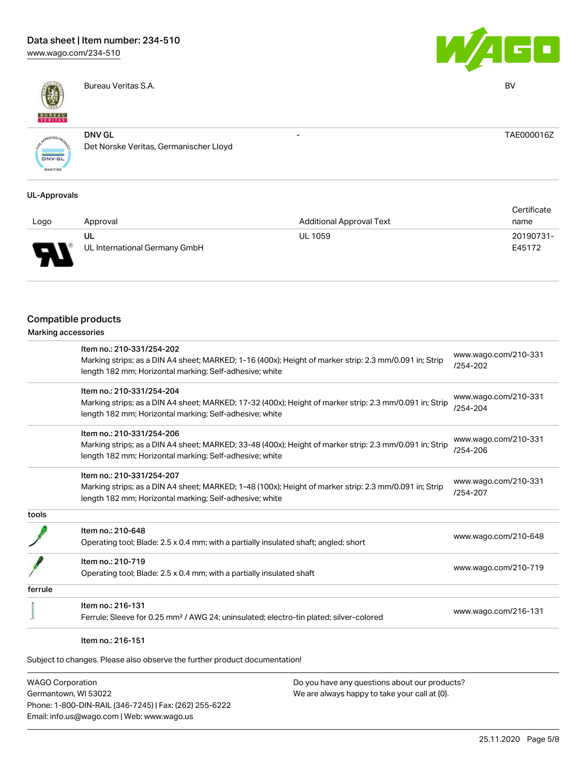| | | | |
|---|---|---|---|
| | Bureau Veritas S.A. | | BV |
| | **DNV GL** Det Norske Veritas, Germanischer Lloyd | - | TAE000016Z |

### UL-Approvals

| Logo | Approval | Additional Approval Text | Certificate name |
|---|---|---|---|
| | **UL** UL International Germany GmbH | UL 1059 | 20190731-E45172 |

## Compatible products

### Marking accessories

| | | |
|---|---|---|
| | Item no.: 210-331/254-202<br>Marking strips; as a DIN A4 sheet; MARKED; 1-16 (400x); Height of marker strip: 2.3 mm/0.091 in; Strip length 182 mm; Horizontal marking; Self-adhesive; white | www.wago.com/210-331/254-202 |
| | Item no.: 210-331/254-204<br>Marking strips; as a DIN A4 sheet; MARKED; 17-32 (400x); Height of marker strip: 2.3 mm/0.091 in; Strip length 182 mm; Horizontal marking; Self-adhesive; white | www.wago.com/210-331/254-204 |
| | Item no.: 210-331/254-206<br>Marking strips; as a DIN A4 sheet; MARKED; 33-48 (400x); Height of marker strip: 2.3 mm/0.091 in; Strip length 182 mm; Horizontal marking; Self-adhesive; white | www.wago.com/210-331/254-206 |
| | Item no.: 210-331/254-207<br>Marking strips; as a DIN A4 sheet; MARKED; 1-48 (100x); Height of marker strip: 2.3 mm/0.091 in; Strip length 182 mm; Horizontal marking; Self-adhesive; white | www.wago.com/210-331/254-207 |

### tools

| | | |
|---|---|---|
| | Item no.: 210-648<br>Operating tool; Blade: 2.5 x 0.4 mm; with a partially insulated shaft; angled; short | www.wago.com/210-648 |
| | Item no.: 210-719<br>Operating tool; Blade: 2.5 x 0.4 mm; with a partially insulated shaft | www.wago.com/210-719 |

### ferrule

| | | |
|---|---|---|
| | Item no.: 216-131<br>Ferrule; Sleeve for 0.25 mm² / AWG 24; uninsulated; electro-tin plated; silver-colored | www.wago.com/216-131 |
| | Item no.: 216-151 | |

Subject to changes. Please also observe the further product documentation!

WAGO Corporation
Germantown, WI 53022
Phone: 1-800-DIN-RAIL (346-7245) | Fax: (262) 255-6222
Email: info.us@wago.com | Web: www.wago.us

Do you have any questions about our products?
We are always happy to take your call at {0}.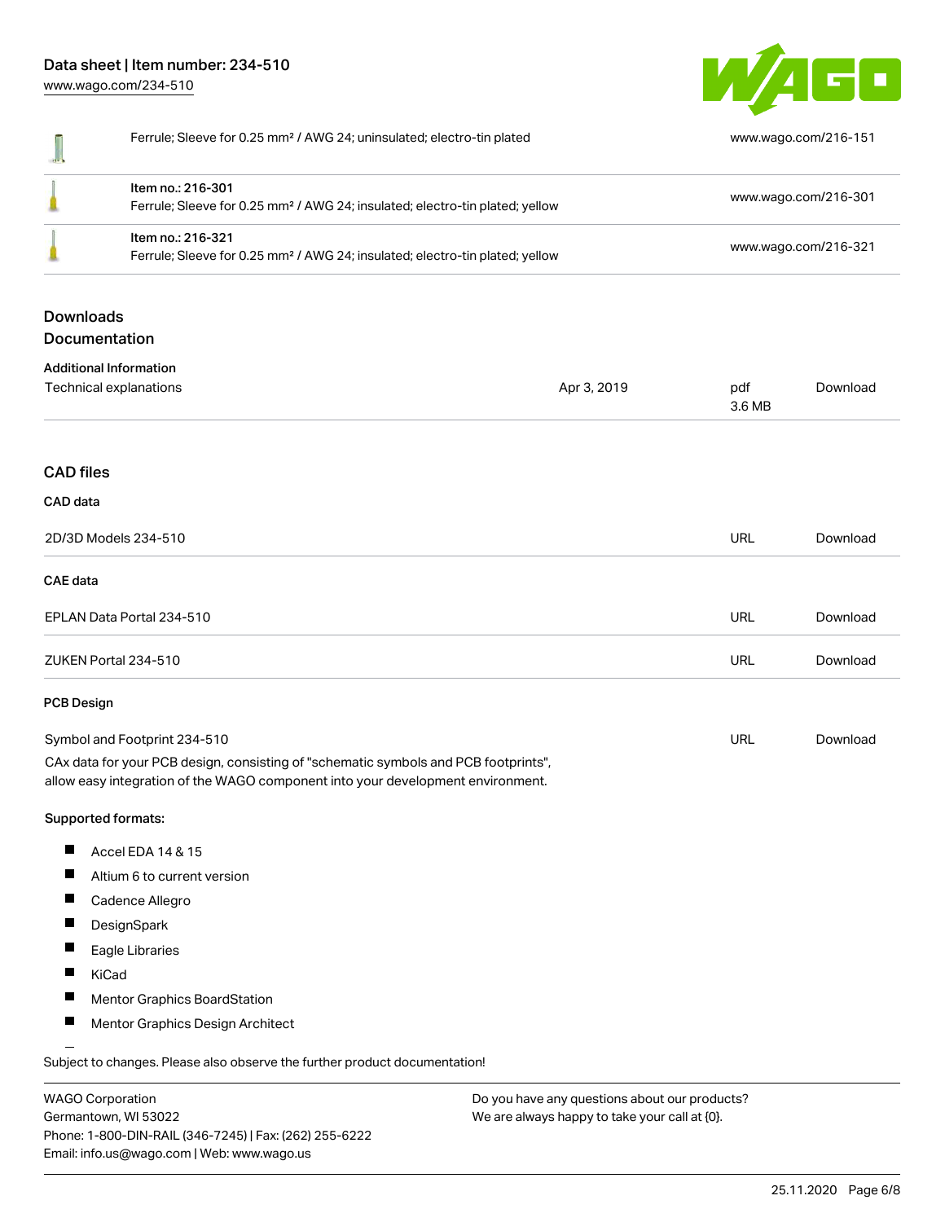| | | |
|---|---|---|
| | Ferrule; Sleeve for 0.25 mm² / AWG 24; uninsulated; electro-tin plated | www.wago.com/216-151 |
| | Item no.: 216-301<br>Ferrule; Sleeve for 0.25 mm² / AWG 24; insulated; electro-tin plated; yellow | www.wago.com/216-301 |
| | Item no.: 216-321<br>Ferrule; Sleeve for 0.25 mm² / AWG 24; insulated; electro-tin plated; yellow | www.wago.com/216-321 |

## Downloads

### Documentation

**Additional Information**

| | | | |
|---|---|---|---|
| Technical explanations | Apr 3, 2019 | pdf<br>3.6 MB | Download |

## CAD files

**CAD data**

| | | |
|---|---|---|
| 2D/3D Models 234-510 | URL | Download |

**CAE data**

| | | |
|---|---|---|
| EPLAN Data Portal 234-510 | URL | Download |
| ZUKEN Portal 234-510 | URL | Download |

**PCB Design**

| | | |
|---|---|---|
| Symbol and Footprint 234-510 | URL | Download |

CAx data for your PCB design, consisting of "schematic symbols and PCB footprints", allow easy integration of the WAGO component into your development environment.

**Supported formats:**

- Accel EDA 14 & 15
- Altium 6 to current version
- Cadence Allegro
- DesignSpark
- Eagle Libraries
- KiCad
- Mentor Graphics BoardStation
- Mentor Graphics Design Architect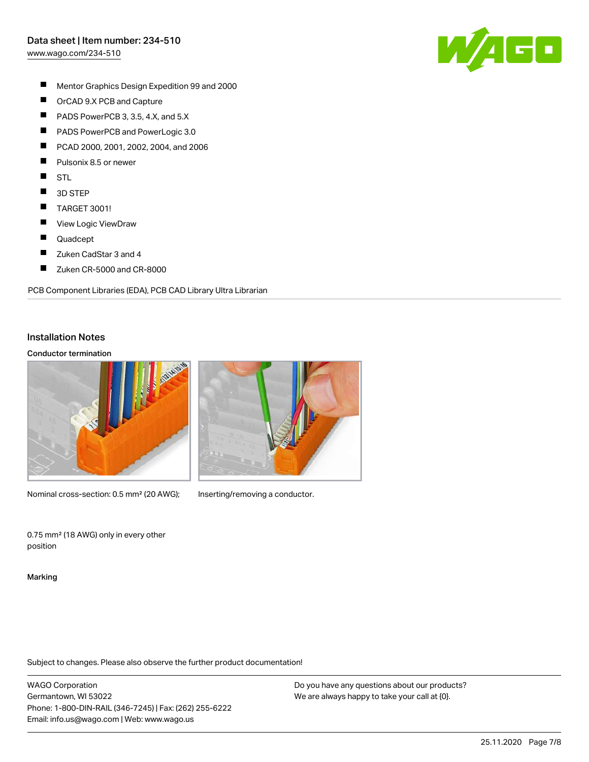- Mentor Graphics Design Expedition 99 and 2000
- OrCAD 9.X PCB and Capture
- PADS PowerPCB 3, 3.5, 4.X, and 5.X
- PADS PowerPCB and PowerLogic 3.0
- PCAD 2000, 2001, 2002, 2004, and 2006
- Pulsonix 8.5 or newer
- STL
- 3D STEP
- TARGET 3001!
- View Logic ViewDraw
- Quadcept
- Zuken CadStar 3 and 4
- Zuken CR-5000 and CR-8000

PCB Component Libraries (EDA), PCB CAD Library Ultra Librarian

## Installation Notes

### Conductor termination

Nominal cross-section: 0.5 mm² (20 AWG); 0.75 mm² (18 AWG) only in every other position

Inserting/removing a conductor.

### Marking

Subject to changes. Please also observe the further product documentation!

WAGO Corporation
Germantown, WI 53022
Phone: 1-800-DIN-RAIL (346-7245) | Fax: (262) 255-6222
Email: info.us@wago.com | Web: www.wago.us

Do you have any questions about our products?
We are always happy to take your call at {0}.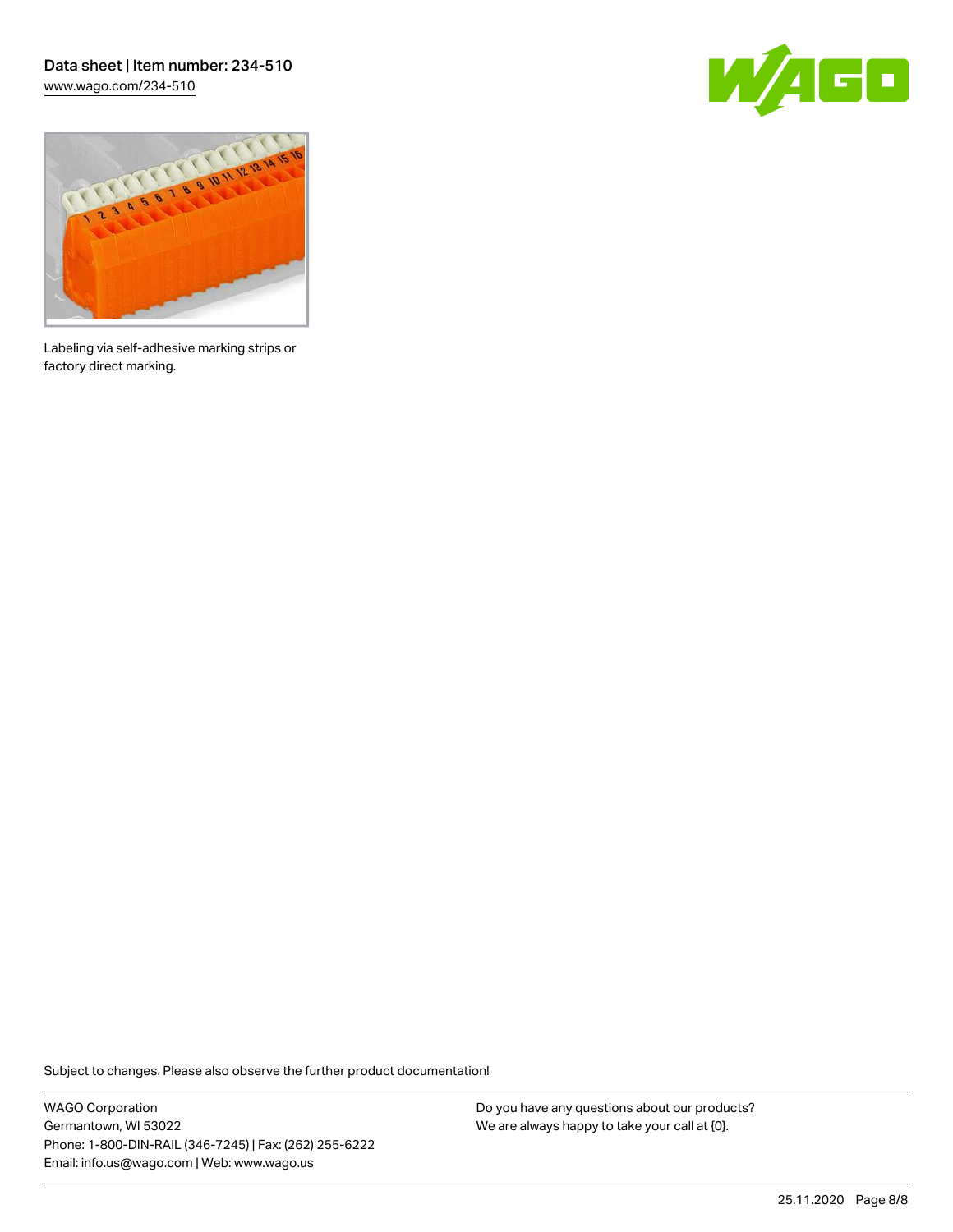Labeling via self-adhesive marking strips or factory direct marking.

Subject to changes. Please also observe the further product documentation!

WAGO Corporation
Germantown, WI 53022
Phone: 1-800-DIN-RAIL (346-7245) | Fax: (262) 255-6222
Email: info.us@wago.com | Web: www.wago.us

Do you have any questions about our products?
We are always happy to take your call at {0}.